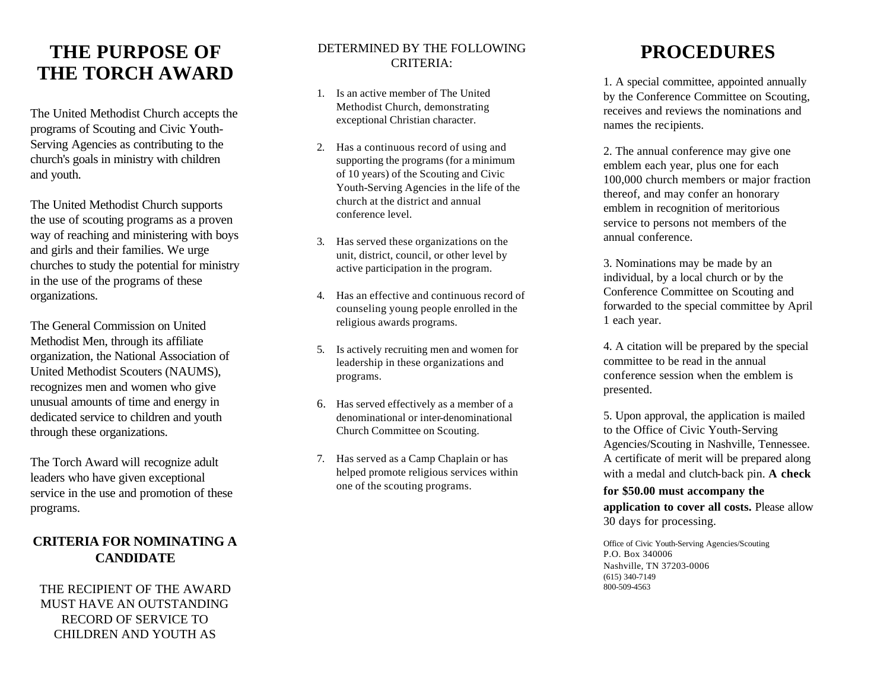# THE PURPOSE OF THE TORCH AWARD

The United Methodist Church accepts the programs of Scouting and Civic Youth-Serving Agencies as contributing to the church's goals in ministry with children and youth.

The United Methodist Church supports the use of scouting programs as a proven way of reaching and ministering with boys and girls and their families. We urge churches to study the potential for ministry in the use of the programs of these organizations.

The General Commission on United Methodist Men, through its affiliate organization, the National Association of United Methodist Scouters (NAUMS), recognizes men and women who give unusual amounts of time and energy in dedicated service to children and youth through these organizations.

The Torch Award will recognize adult leaders who have given exceptional service in the use and promotion of these programs.

## CRITERIA FOR NOMINATING A CANDIDATE

THE RECIPIENT OF THE AWARD MUST HAVE AN OUTSTANDING RECORD OF SERVICE TO CHILDREN AND YOUTH AS DETERMINED BY THE FOLLOWING CRITERIA:

1. Is an active member of The United Methodist Church, demonstrating exceptional Christian character.
2. Has a continuous record of using and supporting the programs (for a minimum of 10 years) of the Scouting and Civic Youth-Serving Agencies in the life of the church at the district and annual conference level.
3. Has served these organizations on the unit, district, council, or other level by active participation in the program.
4. Has an effective and continuous record of counseling young people enrolled in the religious awards programs.
5. Is actively recruiting men and women for leadership in these organizations and programs.
6. Has served effectively as a member of a denominational or inter-denominational Church Committee on Scouting.
7. Has served as a Camp Chaplain or has helped promote religious services within one of the scouting programs.

# PROCEDURES

1. A special committee, appointed annually by the Conference Committee on Scouting, receives and reviews the nominations and names the recipients.

2. The annual conference may give one emblem each year, plus one for each 100,000 church members or major fraction thereof, and may confer an honorary emblem in recognition of meritorious service to persons not members of the annual conference.

3. Nominations may be made by an individual, by a local church or by the Conference Committee on Scouting and forwarded to the special committee by April 1 each year.

4. A citation will be prepared by the special committee to be read in the annual conference session when the emblem is presented.

5. Upon approval, the application is mailed to the Office of Civic Youth-Serving Agencies/Scouting in Nashville, Tennessee. A certificate of merit will be prepared along with a medal and clutch-back pin. **A check for $50.00 must accompany the application to cover all costs.** Please allow 30 days for processing.

Office of Civic Youth-Serving Agencies/Scouting
P.O. Box 340006
Nashville, TN 37203-0006
(615) 340-7149
800-509-4563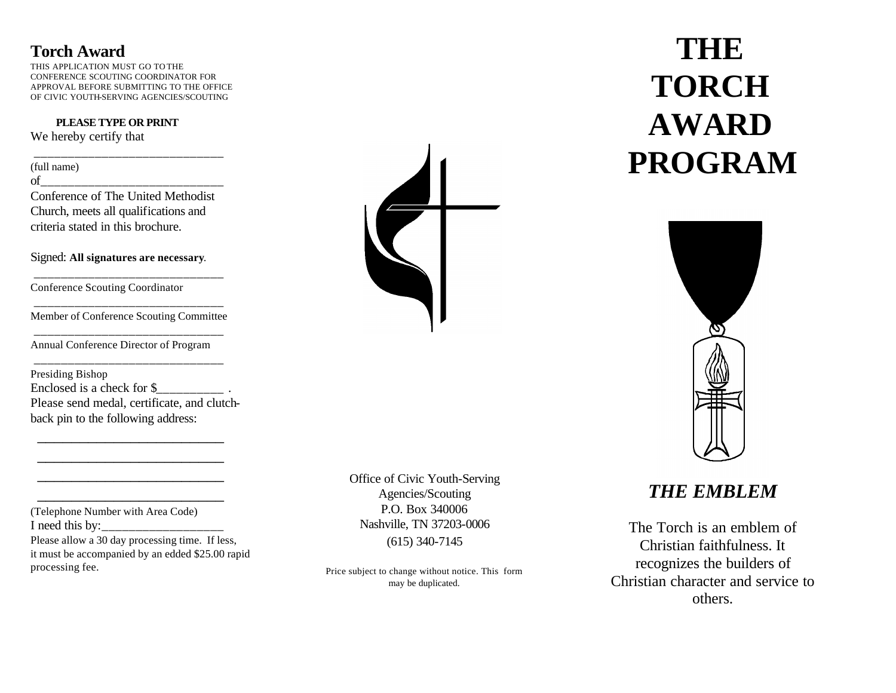## Torch Award

THIS APPLICATION MUST GO TO THE CONFERENCE SCOUTING COORDINATOR FOR APPROVAL BEFORE SUBMITTING TO THE OFFICE OF CIVIC YOUTH-SERVING AGENCIES/SCOUTING

**PLEASE TYPE OR PRINT**

We hereby certify that

_______________________________
(full name)

of_____________________________
Conference of The United Methodist Church, meets all qualifications and criteria stated in this brochure.

Signed: **All signatures are necessary**.

_______________________________
Conference Scouting Coordinator

_______________________________
Member of Conference Scouting Committee

_______________________________
Annual Conference Director of Program

_______________________________
Presiding Bishop

Enclosed is a check for $__________ .
Please send medal, certificate, and clutch-back pin to the following address:

_____________________________

_____________________________

_____________________________

_____________________________
(Telephone Number with Area Code)

I need this by:___________________

Please allow a 30 day processing time. If less, it must be accompanied by an edded $25.00 rapid processing fee.

Office of Civic Youth-Serving Agencies/Scouting
P.O. Box 340006
Nashville, TN 37203-0006
(615) 340-7145

Price subject to change without notice. This form may be duplicated.

# THE TORCH AWARD PROGRAM

### *THE EMBLEM*

The Torch is an emblem of Christian faithfulness. It recognizes the builders of Christian character and service to others.